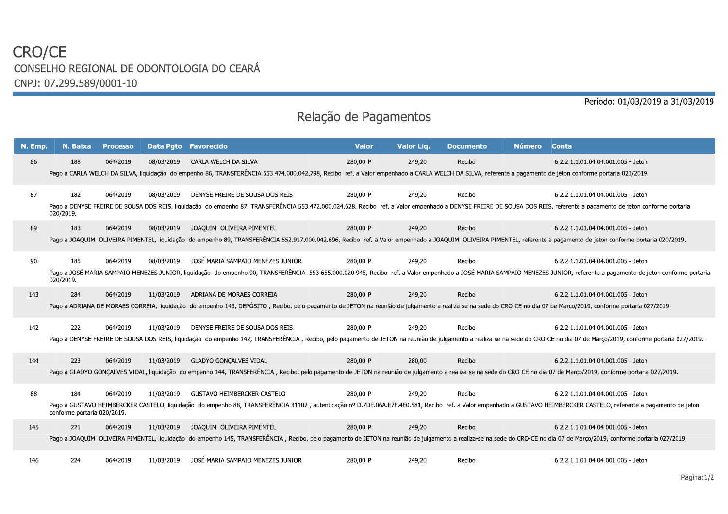# CRO/CE

CONSELHO REGIONAL DE ODONTOLOGIA DO CEARÁ

CNPJ: 07.299.589/0001-10

Período: 01/03/2019 a 31/03/2019

## Relação de Pagamentos

| N. Emp. | N. Baixa | Processo | Data Pgto | Favorecido | Valor | Valor Liq. | Documento | Número | Conta |
|---|---|---|---|---|---|---|---|---|---|
| 86 | 188 | 064/2019 | 08/03/2019 | CARLA WELCH DA SILVA | 280,00 P | 249,20 | Recibo | | 6.2.2.1.1.01.04.04.001.005 - Jeton |
| | Pago a CARLA WELCH DA SILVA, liquidação do empenho 86, TRANSFERÊNCIA 553.474.000.042.798, Recibo ref. a Valor empenhado a CARLA WELCH DA SILVA, referente a pagamento de jeton conforme portaria 020/2019. | | | | | | | | |
| 87 | 182 | 064/2019 | 08/03/2019 | DENYSE FREIRE DE SOUSA DOS REIS | 280,00 P | 249,20 | Recibo | | 6.2.2.1.1.01.04.04.001.005 - Jeton |
| | Pago a DENYSE FREIRE DE SOUSA DOS REIS, liquidação do empenho 87, TRANSFERÊNCIA 553.472.000.024.628, Recibo ref. a Valor empenhado a DENYSE FREIRE DE SOUSA DOS REIS, referente a pagamento de jeton conforme portaria 020/2019. | | | | | | | | |
| 89 | 183 | 064/2019 | 08/03/2019 | JOAQUIM OLIVEIRA PIMENTEL | 280,00 P | 249,20 | Recibo | | 6.2.2.1.1.01.04.04.001.005 - Jeton |
| | Pago a JOAQUIM OLIVEIRA PIMENTEL, liquidação do empenho 89, TRANSFERÊNCIA 552.917.000.042.696, Recibo ref. a Valor empenhado a JOAQUIM OLIVEIRA PIMENTEL, referente a pagamento de jeton conforme portaria 020/2019. | | | | | | | | |
| 90 | 185 | 064/2019 | 08/03/2019 | JOSÉ MARIA SAMPAIO MENEZES JUNIOR | 280,00 P | 249,20 | Recibo | | 6.2.2.1.1.01.04.04.001.005 - Jeton |
| | Pago a JOSÉ MARIA SAMPAIO MENEZES JUNIOR, liquidação do empenho 90, TRANSFERÊNCIA 553.655.000.020.945, Recibo ref. a Valor empenhado a JOSÉ MARIA SAMPAIO MENEZES JUNIOR, referente a pagamento de jeton conforme portaria 020/2019. | | | | | | | | |
| 143 | 284 | 064/2019 | 11/03/2019 | ADRIANA DE MORAES CORREIA | 280,00 P | 249,20 | Recibo | | 6.2.2.1.1.01.04.04.001.005 - Jeton |
| | Pago a ADRIANA DE MORAES CORREIA, liquidação do empenho 143, DEPÓSITO , Recibo, pelo pagamento de JETON na reunião de julgamento a realiza-se na sede do CRO-CE no dia 07 de Março/2019, conforme portaria 027/2019. | | | | | | | | |
| 142 | 222 | 064/2019 | 11/03/2019 | DENYSE FREIRE DE SOUSA DOS REIS | 280,00 P | 249,20 | Recibo | | 6.2.2.1.1.01.04.04.001.005 - Jeton |
| | Pago a DENYSE FREIRE DE SOUSA DOS REIS, liquidação do empenho 142, TRANSFERÊNCIA , Recibo, pelo pagamento de JETON na reunião de julgamento a realiza-se na sede do CRO-CE no dia 07 de Março/2019, conforme portaria 027/2019. | | | | | | | | |
| 144 | 223 | 064/2019 | 11/03/2019 | GLADYO GONÇALVES VIDAL | 280,00 P | 280,00 | Recibo | | 6.2.2.1.1.01.04.04.001.005 - Jeton |
| | Pago a GLADYO GONÇALVES VIDAL, liquidação do empenho 144, TRANSFERÊNCIA , Recibo, pelo pagamento de JETON na reunião de julgamento a realiza-se na sede do CRO-CE no dia 07 de Março/2019, conforme portaria 027/2019. | | | | | | | | |
| 88 | 184 | 064/2019 | 11/03/2019 | GUSTAVO HEIMBERCKER CASTELO | 280,00 P | 249,20 | Recibo | | 6.2.2.1.1.01.04.04.001.005 - Jeton |
| | Pago a GUSTAVO HEIMBERCKER CASTELO, liquidação do empenho 88, TRANSFERÊNCIA 31102 , autenticação nº D.7DE.06A.E7F.4E0.581, Recibo ref. a Valor empenhado a GUSTAVO HEIMBERCKER CASTELO, referente a pagamento de jeton conforme portaria 020/2019. | | | | | | | | |
| 145 | 221 | 064/2019 | 11/03/2019 | JOAQUIM OLIVEIRA PIMENTEL | 280,00 P | 249,20 | Recibo | | 6.2.2.1.1.01.04.04.001.005 - Jeton |
| | Pago a JOAQUIM OLIVEIRA PIMENTEL, liquidação do empenho 145, TRANSFERÊNCIA , Recibo, pelo pagamento de JETON na reunião de julgamento a realiza-se na sede do CRO-CE no dia 07 de Março/2019, conforme portaria 027/2019. | | | | | | | | |
| 146 | 224 | 064/2019 | 11/03/2019 | JOSÉ MARIA SAMPAIO MENEZES JUNIOR | 280,00 P | 249,20 | Recibo | | 6.2.2.1.1.01.04.04.001.005 - Jeton |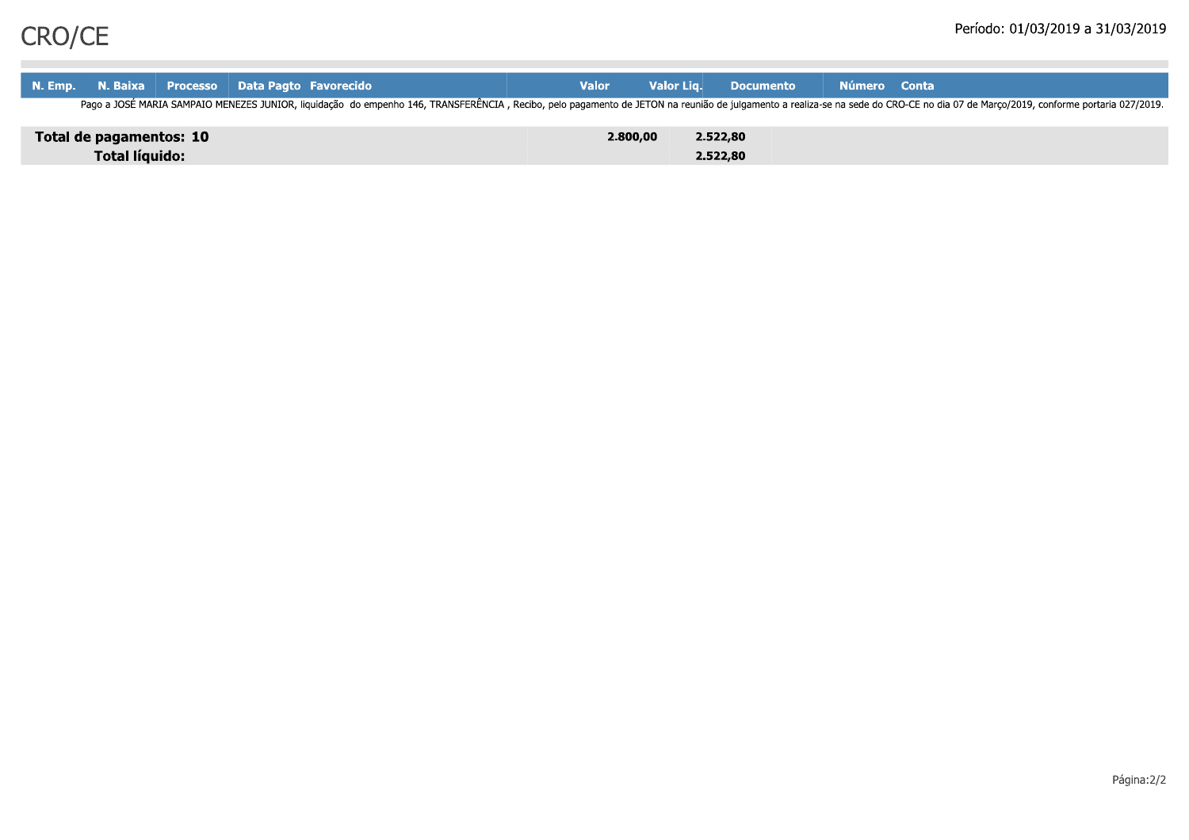CRO/CE

Período: 01/03/2019 a 31/03/2019

| N. Emp. | N. Baixa | Processo | Data Pagto | Favorecido | Valor | Valor Liq. | Documento | Número | Conta |
|---|---|---|---|---|---|---|---|---|---|

Pago a JOSÉ MARIA SAMPAIO MENEZES JUNIOR, liquidação do empenho 146, TRANSFERÊNCIA , Recibo, pelo pagamento de JETON na reunião de julgamento a realiza-se na sede do CRO-CE no dia 07 de Março/2019, conforme portaria 027/2019.

| | Valor | Valor Liq. |
|---|---|---|
| **Total de pagamentos: 10** | **2.800,00** | **2.522,80** |
| **Total líquido:** | | **2.522,80** |